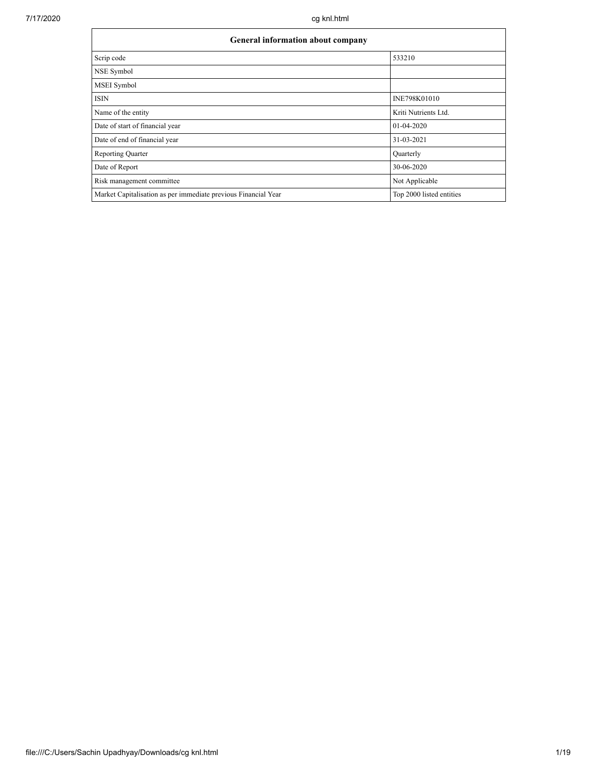| General information about company | |
|---|---|
| Scrip code | 533210 |
| NSE Symbol | |
| MSEI Symbol | |
| ISIN | INE798K01010 |
| Name of the entity | Kriti Nutrients Ltd. |
| Date of start of financial year | 01-04-2020 |
| Date of end of financial year | 31-03-2021 |
| Reporting Quarter | Quarterly |
| Date of Report | 30-06-2020 |
| Risk management committee | Not Applicable |
| Market Capitalisation as per immediate previous Financial Year | Top 2000 listed entities |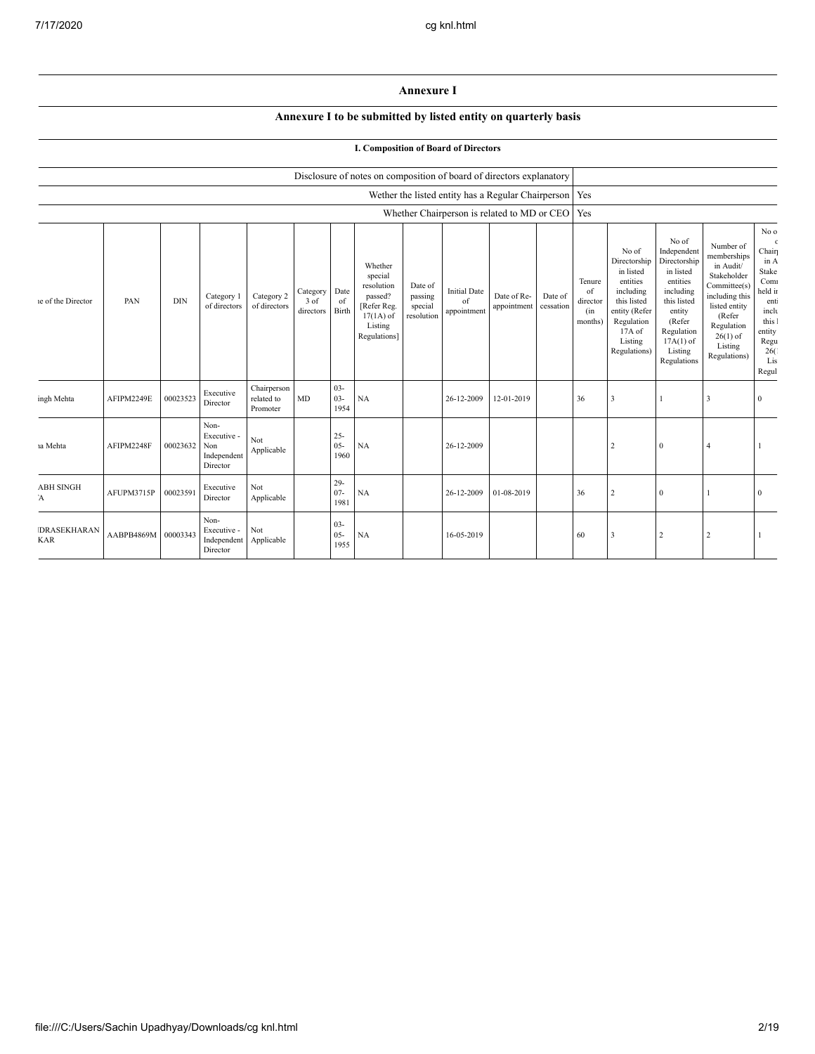# Annexure I

## Annexure I to be submitted by listed entity on quarterly basis

### I. Composition of Board of Directors

| Disclosure of notes on composition of board of directors explanatory | |
|---|---|
| Wether the listed entity has a Regular Chairperson | Yes |
| Whether Chairperson is related to MD or CEO | Yes |

| ne of the Director | PAN | DIN | Category 1 of directors | Category 2 of directors | Category 3 of directors | Date of Birth | Whether special resolution passed? [Refer Reg. 17(1A) of Listing Regulations] | Date of passing special resolution | Initial Date of appointment | Date of Re-appointment | Date of cessation | Tenure of director (in months) | No of Directorship in listed entities including this listed entity (Refer Regulation 17A of Listing Regulations) | No of Independent Directorship in listed entities including this listed entity (Refer Regulation 17A(1) of Listing Regulations | Number of memberships in Audit/ Stakeholder Committee(s) including this listed entity (Refer Regulation 26(1) of Listing Regulations) | No o c Chair in A Stake Comi held ir enti inclu this l entity Regu 26( Lis Regul |
|---|---|---|---|---|---|---|---|---|---|---|---|---|---|---|---|---|
| ingh Mehta | AFIPM2249E | 00023523 | Executive Director | Chairperson related to Promoter | MD | 03-03-1954 | NA | | 26-12-2009 | 12-01-2019 | | 36 | 3 | 1 | 3 | 0 |
| ıa Mehta | AFIPM2248F | 00023632 | Non-Executive - Non Independent Director | Not Applicable | | 25-05-1960 | NA | | 26-12-2009 | | | | 2 | 0 | 4 | 1 |
| ABH SINGH 'A | AFUPM3715P | 00023591 | Executive Director | Not Applicable | | 29-07-1981 | NA | | 26-12-2009 | 01-08-2019 | | 36 | 2 | 0 | 1 | 0 |
| IDRASEKHARAN KAR | AABPB4869M | 00003343 | Non-Executive - Independent Director | Not Applicable | | 03-05-1955 | NA | | 16-05-2019 | | | 60 | 3 | 2 | 2 | 1 |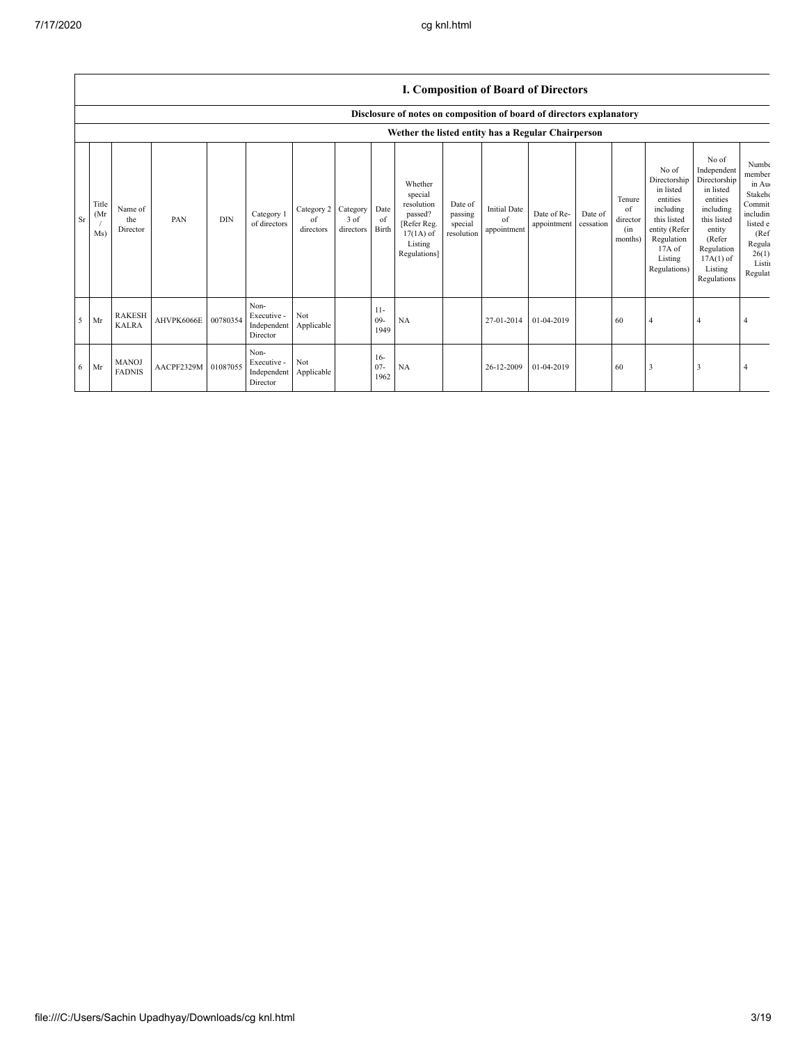## I. Composition of Board of Directors

### Disclosure of notes on composition of board of directors explanatory

### Wether the listed entity has a Regular Chairperson

| Sr | Title (Mr / Ms) | Name of the Director | PAN | DIN | Category 1 of directors | Category 2 of directors | Category 3 of directors | Date of Birth | Whether special resolution passed? [Refer Reg. 17(1A) of Listing Regulations] | Date of passing special resolution | Initial Date of appointment | Date of Re-appointment | Date of cessation | Tenure of director (in months) | No of Directorship in listed entities including this listed entity (Refer Regulation 17A of Listing Regulations) | No of Independent Directorship in listed entities including this listed entity (Refer Regulation 17A(1) of Listing Regulations | Number of memberships in Audit/ Stakeholder Committee(s) including this listed entity (Refer Regulation 26(1) of Listing Regulations) |
|---|---|---|---|---|---|---|---|---|---|---|---|---|---|---|---|---|---|
| 5 | Mr | RAKESH KALRA | AHVPK6066E | 00780354 | Non-Executive - Independent Director | Not Applicable | | 11-09-1949 | NA | | 27-01-2014 | 01-04-2019 | | 60 | 4 | 4 | 4 |
| 6 | Mr | MANOJ FADNIS | AACPF2329M | 01087055 | Non-Executive - Independent Director | Not Applicable | | 16-07-1962 | NA | | 26-12-2009 | 01-04-2019 | | 60 | 3 | 3 | 4 |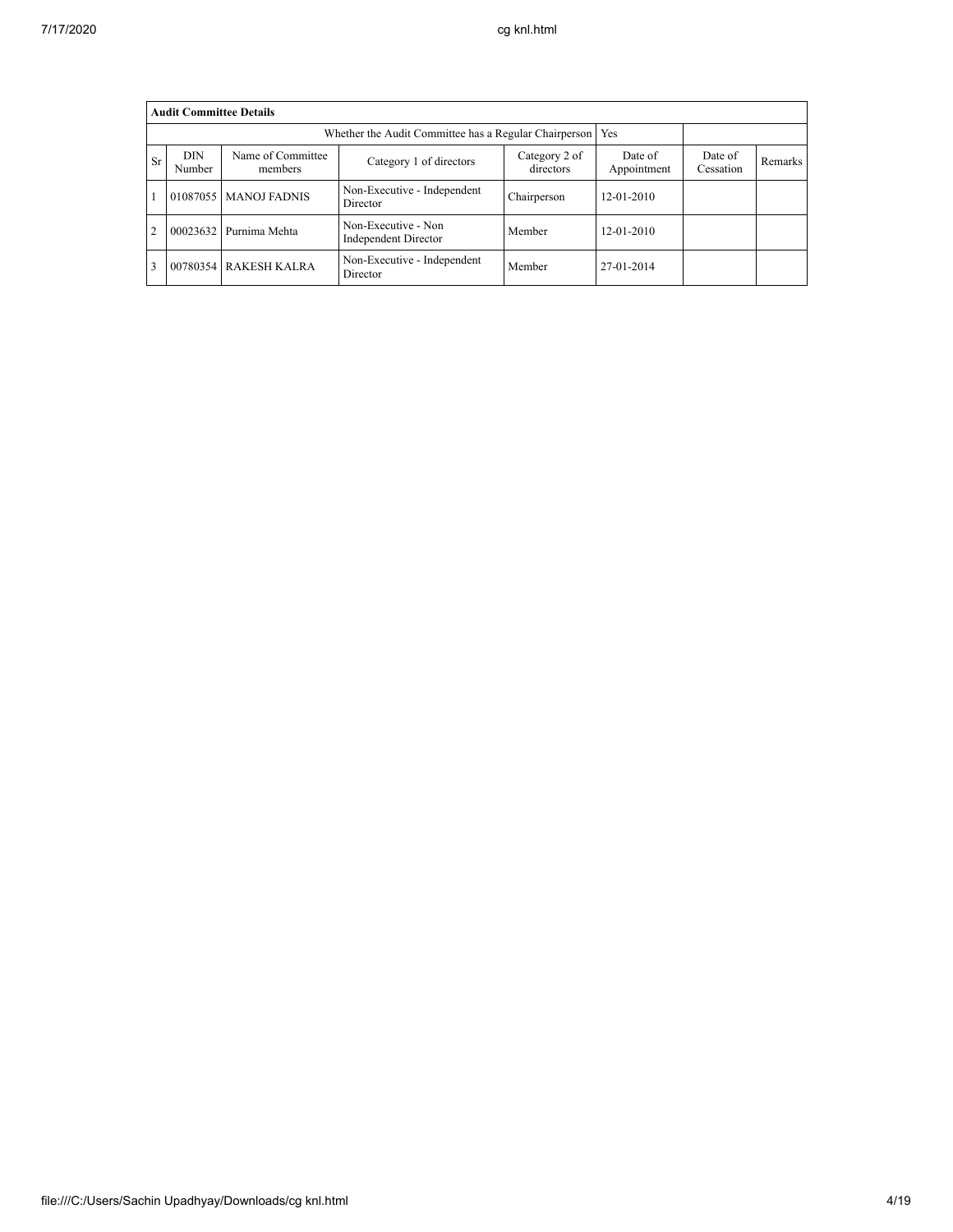| **Audit Committee Details** | | | | | | | |
|---|---|---|---|---|---|---|---|
| Whether the Audit Committee has a Regular Chairperson | | | | | Yes | | |
| Sr | DIN Number | Name of Committee members | Category 1 of directors | Category 2 of directors | Date of Appointment | Date of Cessation | Remarks |
| 1 | 01087055 | MANOJ FADNIS | Non-Executive - Independent Director | Chairperson | 12-01-2010 | | |
| 2 | 00023632 | Purnima Mehta | Non-Executive - Non Independent Director | Member | 12-01-2010 | | |
| 3 | 00780354 | RAKESH KALRA | Non-Executive - Independent Director | Member | 27-01-2014 | | |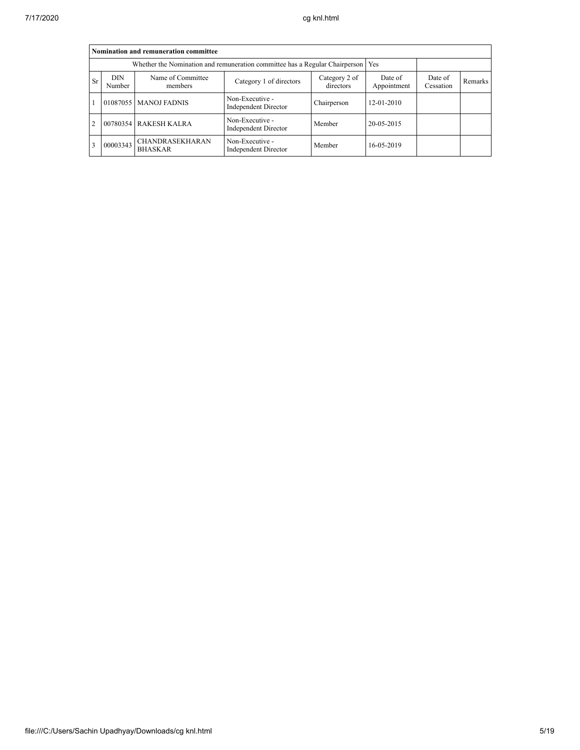| Nomination and remuneration committee | | | | | | | |
|---|---|---|---|---|---|---|---|
| Whether the Nomination and remuneration committee has a Regular Chairperson | | | | | Yes | | |
| Sr | DIN Number | Name of Committee members | Category 1 of directors | Category 2 of directors | Date of Appointment | Date of Cessation | Remarks |
| 1 | 01087055 | MANOJ FADNIS | Non-Executive - Independent Director | Chairperson | 12-01-2010 | | |
| 2 | 00780354 | RAKESH KALRA | Non-Executive - Independent Director | Member | 20-05-2015 | | |
| 3 | 00003343 | CHANDRASEKHARAN BHASKAR | Non-Executive - Independent Director | Member | 16-05-2019 | | |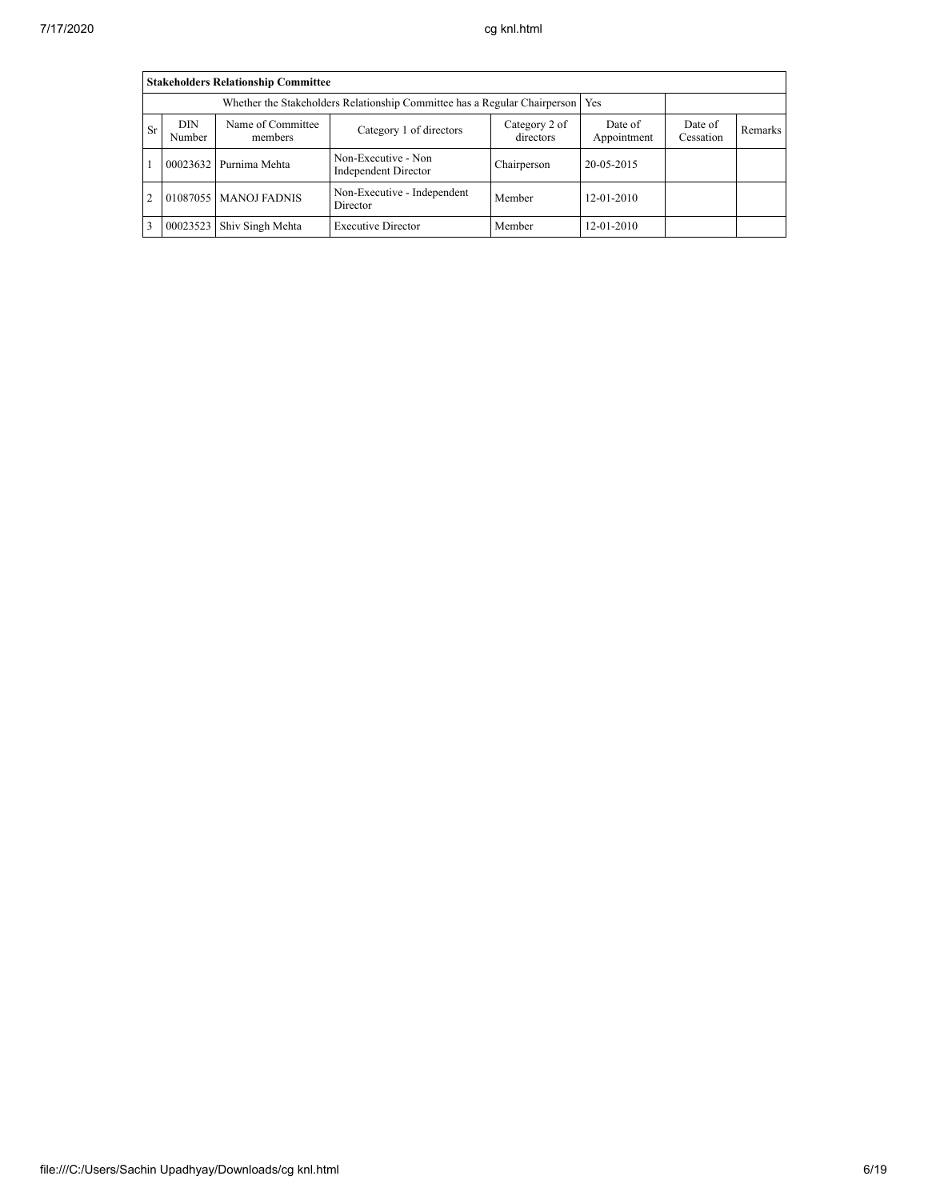| Stakeholders Relationship Committee | | | | | | | |
|---|---|---|---|---|---|---|---|
| Whether the Stakeholders Relationship Committee has a Regular Chairperson | | | | | Yes | | |
| Sr | DIN Number | Name of Committee members | Category 1 of directors | Category 2 of directors | Date of Appointment | Date of Cessation | Remarks |
| 1 | 00023632 | Purnima Mehta | Non-Executive - Non Independent Director | Chairperson | 20-05-2015 | | |
| 2 | 01087055 | MANOJ FADNIS | Non-Executive - Independent Director | Member | 12-01-2010 | | |
| 3 | 00023523 | Shiv Singh Mehta | Executive Director | Member | 12-01-2010 | | |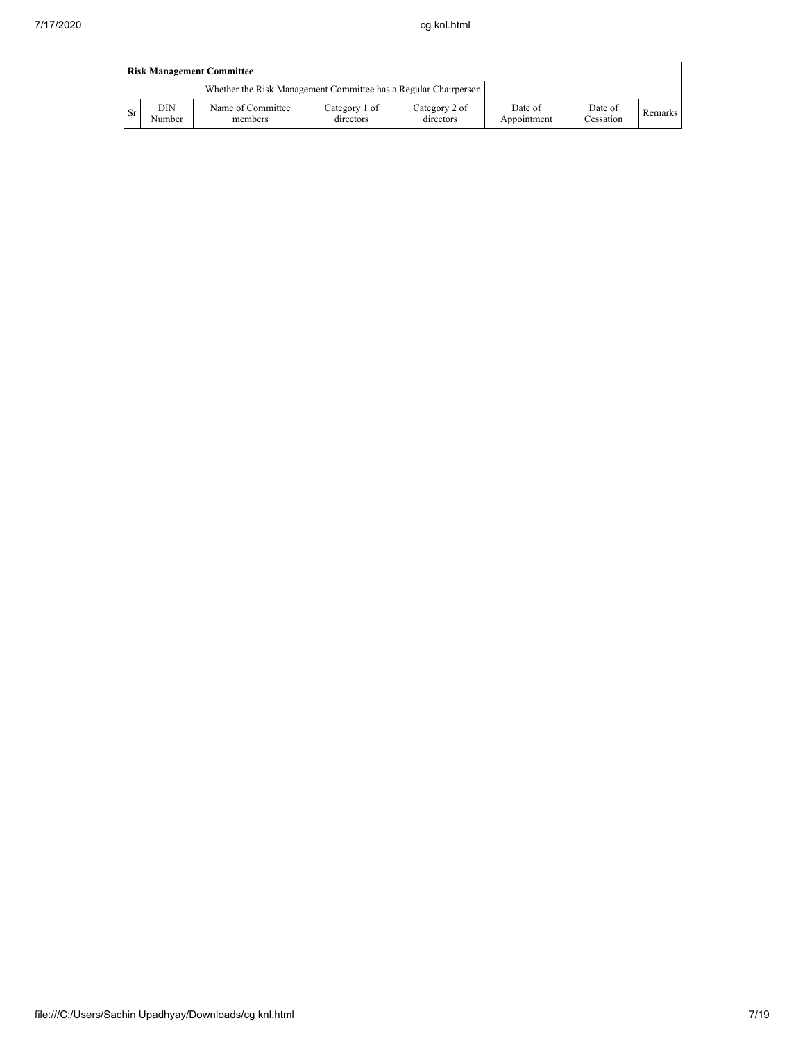| Risk Management Committee | | | | | | | |
|---|---|---|---|---|---|---|---|
| Whether the Risk Management Committee has a Regular Chairperson | | | | | | | |
| Sr | DIN Number | Name of Committee members | Category 1 of directors | Category 2 of directors | Date of Appointment | Date of Cessation | Remarks |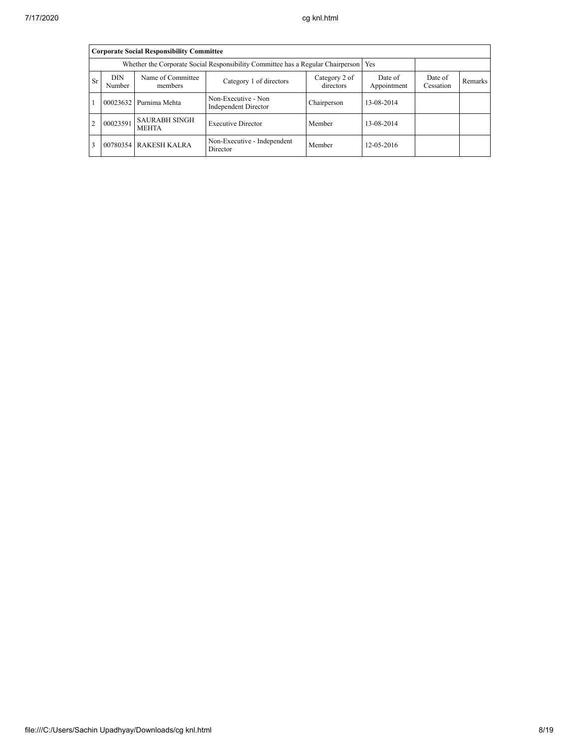| Corporate Social Responsibility Committee | | | | | | | |
|---|---|---|---|---|---|---|---|
| Whether the Corporate Social Responsibility Committee has a Regular Chairperson | | | | | Yes | | |
| Sr | DIN Number | Name of Committee members | Category 1 of directors | Category 2 of directors | Date of Appointment | Date of Cessation | Remarks |
| 1 | 00023632 | Purnima Mehta | Non-Executive - Non Independent Director | Chairperson | 13-08-2014 | | |
| 2 | 00023591 | SAURABH SINGH MEHTA | Executive Director | Member | 13-08-2014 | | |
| 3 | 00780354 | RAKESH KALRA | Non-Executive - Independent Director | Member | 12-05-2016 | | |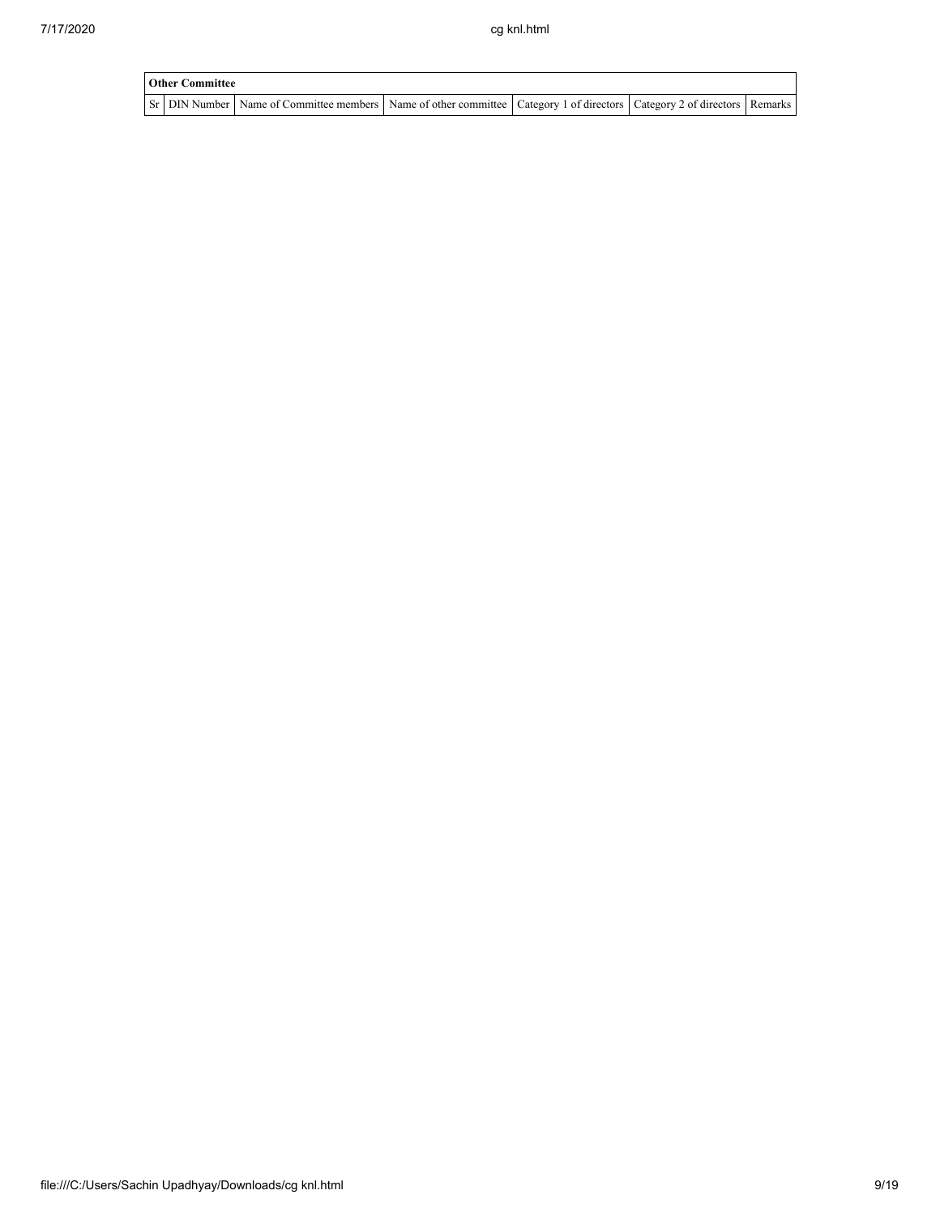| Other Committee | | | | | | |
|---|---|---|---|---|---|---|
| Sr | DIN Number | Name of Committee members | Name of other committee | Category 1 of directors | Category 2 of directors | Remarks |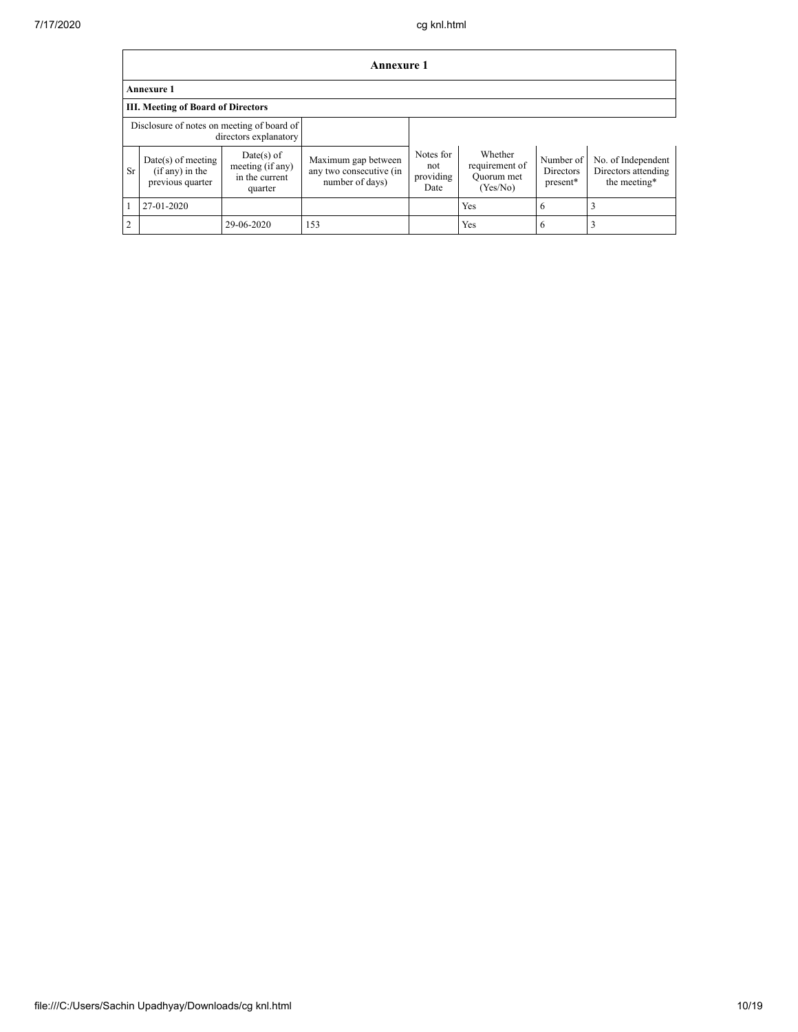## Annexure 1

### Annexure 1

### III. Meeting of Board of Directors

| Disclosure of notes on meeting of board of directors explanatory | | | | | | | |
|---|---|---|---|---|---|---|---|
| Sr | Date(s) of meeting (if any) in the previous quarter | Date(s) of meeting (if any) in the current quarter | Maximum gap between any two consecutive (in number of days) | Notes for not providing Date | Whether requirement of Quorum met (Yes/No) | Number of Directors present* | No. of Independent Directors attending the meeting* |
| 1 | 27-01-2020 | | | | Yes | 6 | 3 |
| 2 | | 29-06-2020 | 153 | | Yes | 6 | 3 |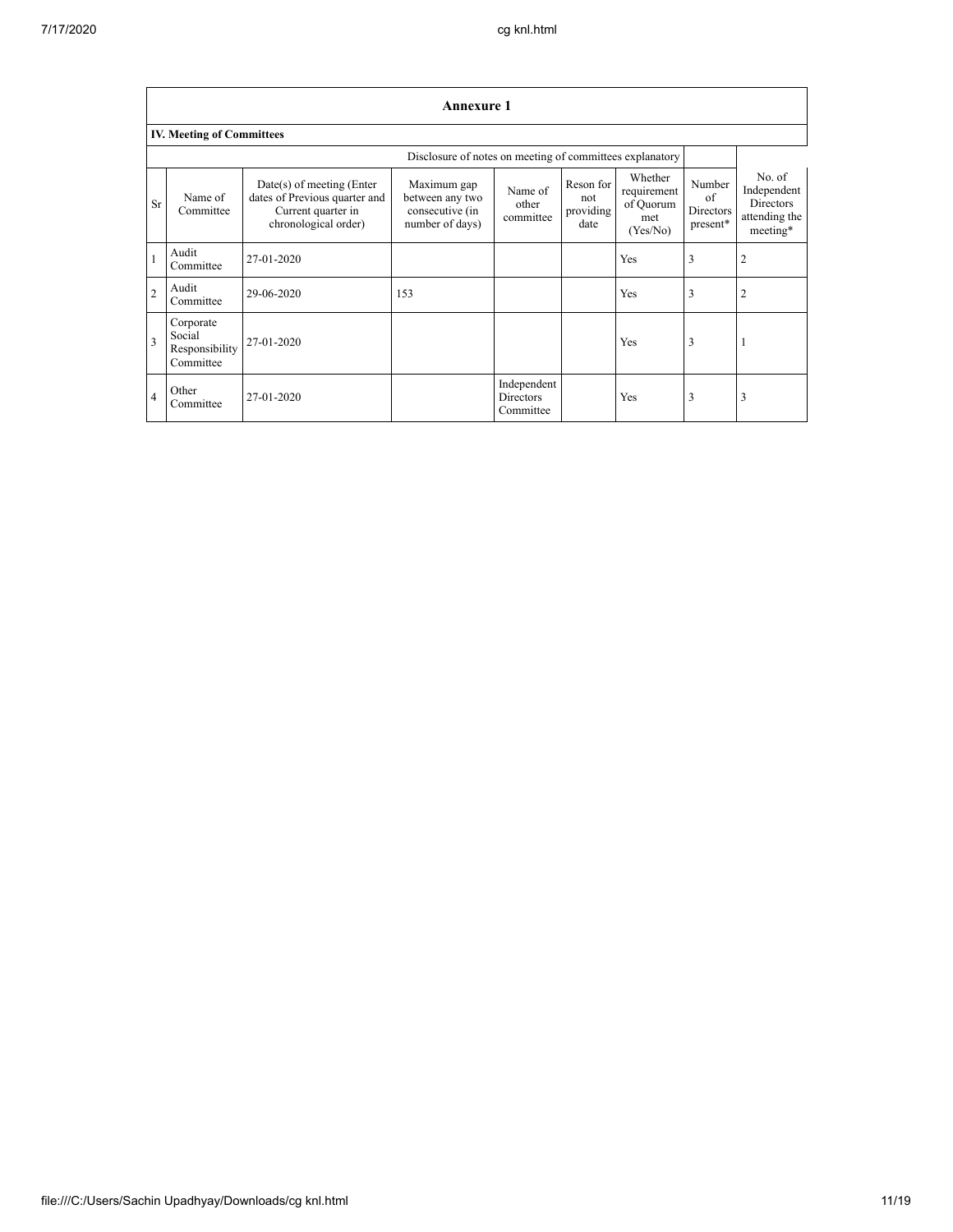## Annexure 1

### IV. Meeting of Committees

Disclosure of notes on meeting of committees explanatory

| Sr | Name of Committee | Date(s) of meeting (Enter dates of Previous quarter and Current quarter in chronological order) | Maximum gap between any two consecutive (in number of days) | Name of other committee | Reson for not providing date | Whether requirement of Quorum met (Yes/No) | Number of Directors present* | No. of Independent Directors attending the meeting* |
|---|---|---|---|---|---|---|---|---|
| 1 | Audit Committee | 27-01-2020 | | | | Yes | 3 | 2 |
| 2 | Audit Committee | 29-06-2020 | 153 | | | Yes | 3 | 2 |
| 3 | Corporate Social Responsibility Committee | 27-01-2020 | | | | Yes | 3 | 1 |
| 4 | Other Committee | 27-01-2020 | | Independent Directors Committee | | Yes | 3 | 3 |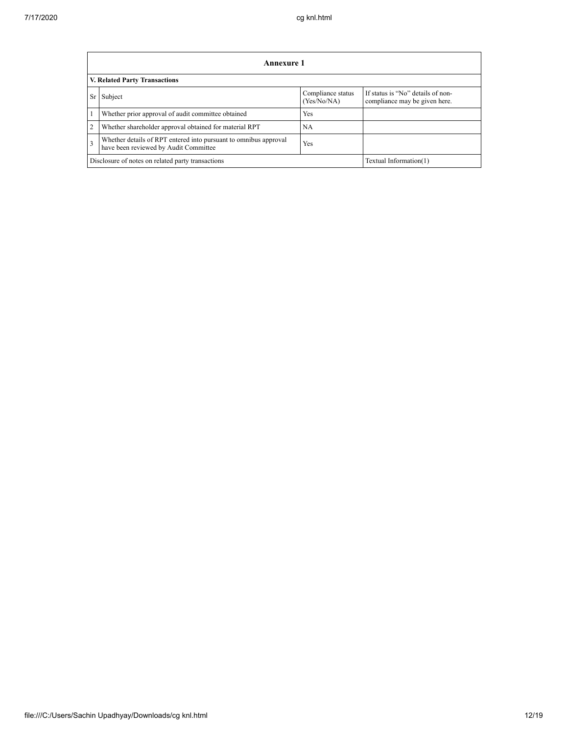| Annexure 1 | | | |
|---|---|---|---|
| **V. Related Party Transactions** | | | |
| Sr | Subject | Compliance status (Yes/No/NA) | If status is "No" details of non-compliance may be given here. |
| 1 | Whether prior approval of audit committee obtained | Yes | |
| 2 | Whether shareholder approval obtained for material RPT | NA | |
| 3 | Whether details of RPT entered into pursuant to omnibus approval have been reviewed by Audit Committee | Yes | |
| Disclosure of notes on related party transactions | | | Textual Information(1) |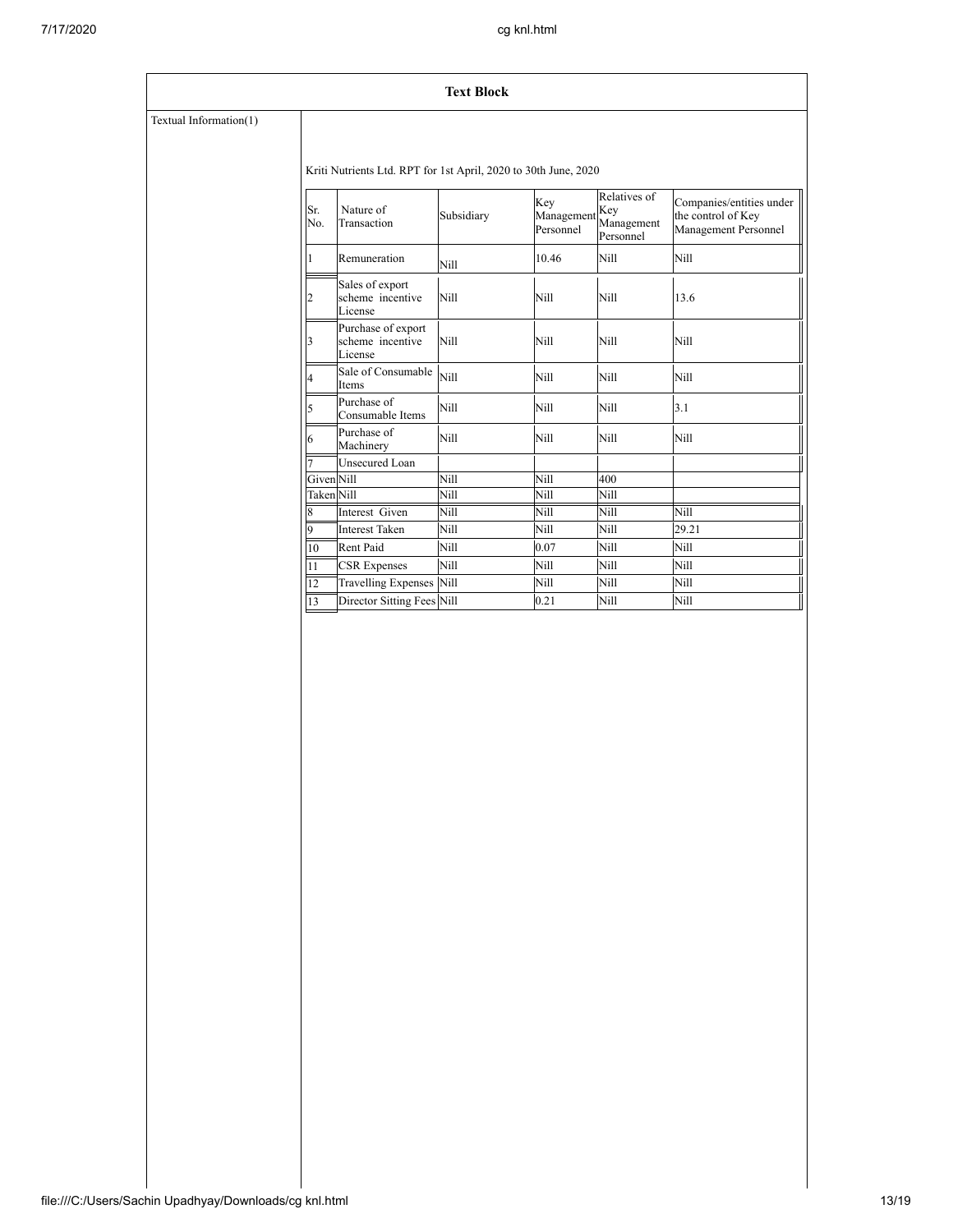| Text Block | |
|---|---|
| Textual Information(1) | Kriti Nutrients Ltd. RPT for 1st April, 2020 to 30th June, 2020 |

| Sr. No. | Nature of Transaction | Subsidiary | Key Management Personnel | Relatives of Key Management Personnel | Companies/entities under the control of Key Management Personnel |
|---|---|---|---|---|---|
| 1 | Remuneration | Nill | 10.46 | Nill | Nill |
| 2 | Sales of export scheme incentive License | Nill | Nill | Nill | 13.6 |
| 3 | Purchase of export scheme incentive License | Nill | Nill | Nill | Nill |
| 4 | Sale of Consumable Items | Nill | Nill | Nill | Nill |
| 5 | Purchase of Consumable Items | Nill | Nill | Nill | 3.1 |
| 6 | Purchase of Machinery | Nill | Nill | Nill | Nill |
| 7 | Unsecured Loan | | | | |
| Given | Nill | Nill | Nill | 400 | |
| Taken | Nill | Nill | Nill | Nill | |
| 8 | Interest Given | Nill | Nill | Nill | Nill |
| 9 | Interest Taken | Nill | Nill | Nill | 29.21 |
| 10 | Rent Paid | Nill | 0.07 | Nill | Nill |
| 11 | CSR Expenses | Nill | Nill | Nill | Nill |
| 12 | Travelling Expenses | Nill | Nill | Nill | Nill |
| 13 | Director Sitting Fees | Nill | 0.21 | Nill | Nill |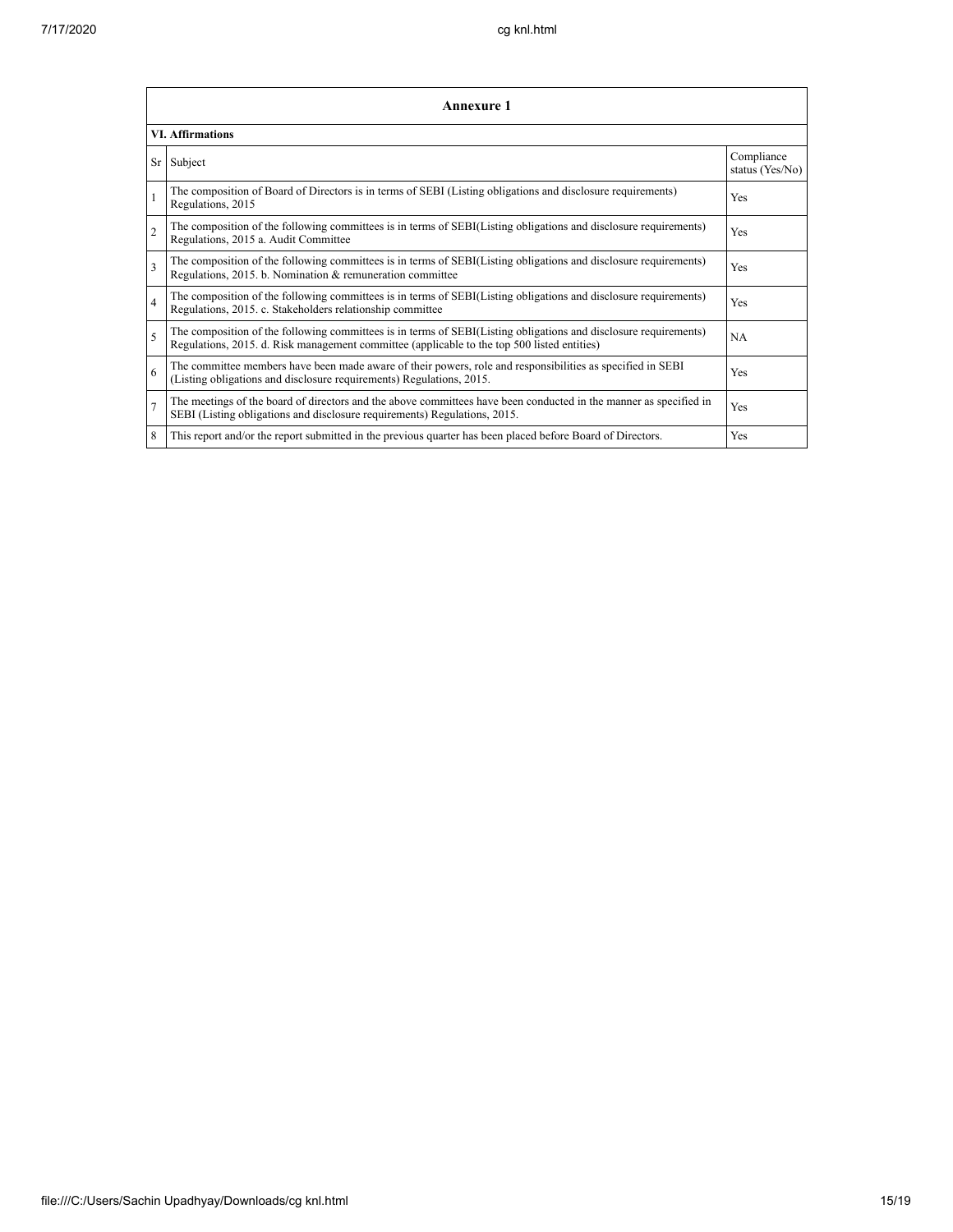| Annexure 1 | | |
|---|---|---|
| **VI. Affirmations** | | |
| Sr | Subject | Compliance status (Yes/No) |
| 1 | The composition of Board of Directors is in terms of SEBI (Listing obligations and disclosure requirements) Regulations, 2015 | Yes |
| 2 | The composition of the following committees is in terms of SEBI(Listing obligations and disclosure requirements) Regulations, 2015 a. Audit Committee | Yes |
| 3 | The composition of the following committees is in terms of SEBI(Listing obligations and disclosure requirements) Regulations, 2015. b. Nomination & remuneration committee | Yes |
| 4 | The composition of the following committees is in terms of SEBI(Listing obligations and disclosure requirements) Regulations, 2015. c. Stakeholders relationship committee | Yes |
| 5 | The composition of the following committees is in terms of SEBI(Listing obligations and disclosure requirements) Regulations, 2015. d. Risk management committee (applicable to the top 500 listed entities) | NA |
| 6 | The committee members have been made aware of their powers, role and responsibilities as specified in SEBI (Listing obligations and disclosure requirements) Regulations, 2015. | Yes |
| 7 | The meetings of the board of directors and the above committees have been conducted in the manner as specified in SEBI (Listing obligations and disclosure requirements) Regulations, 2015. | Yes |
| 8 | This report and/or the report submitted in the previous quarter has been placed before Board of Directors. | Yes |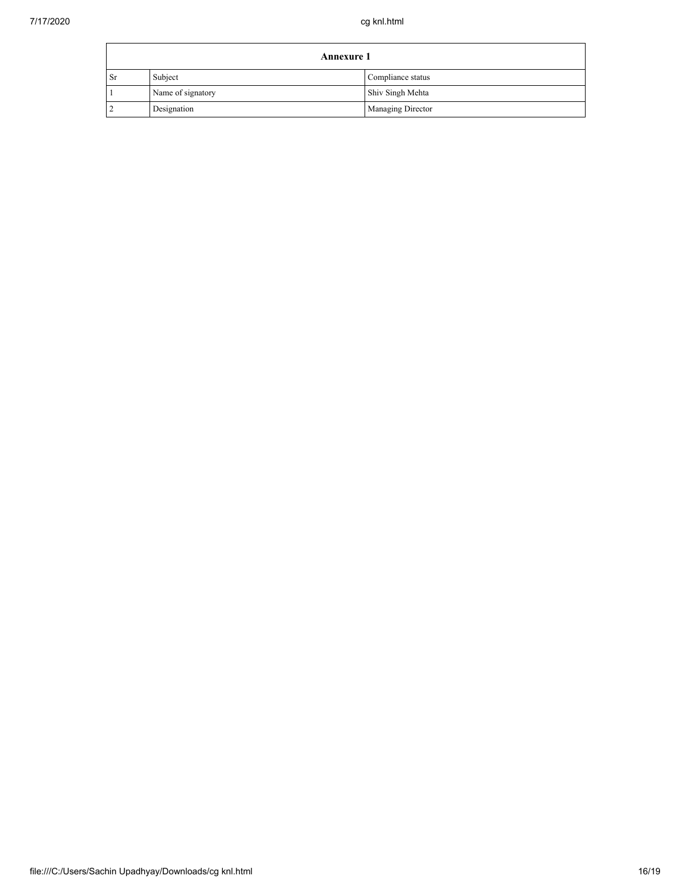| Annexure 1 | | |
|---|---|---|
| Sr | Subject | Compliance status |
| 1 | Name of signatory | Shiv Singh Mehta |
| 2 | Designation | Managing Director |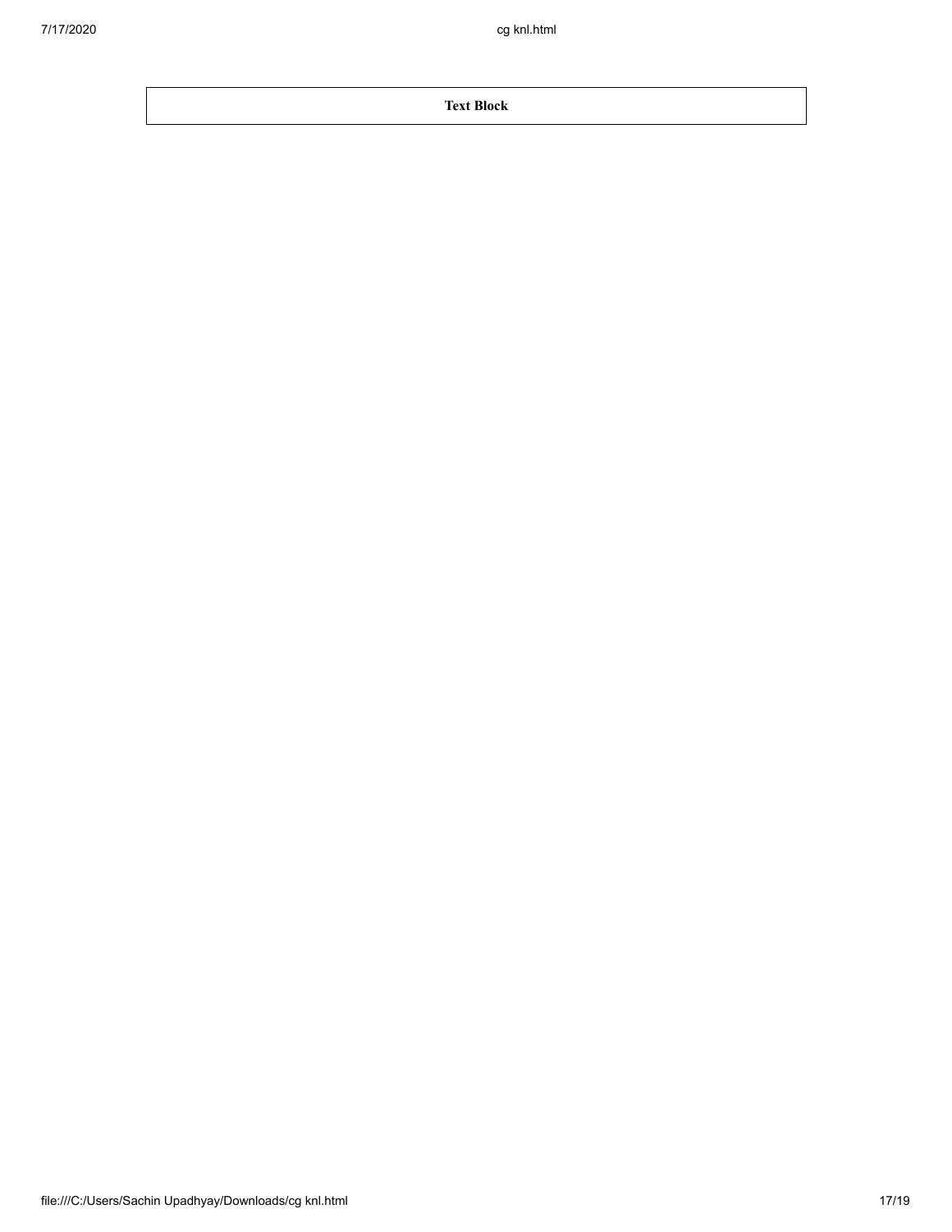| **Text Block** |
| --- |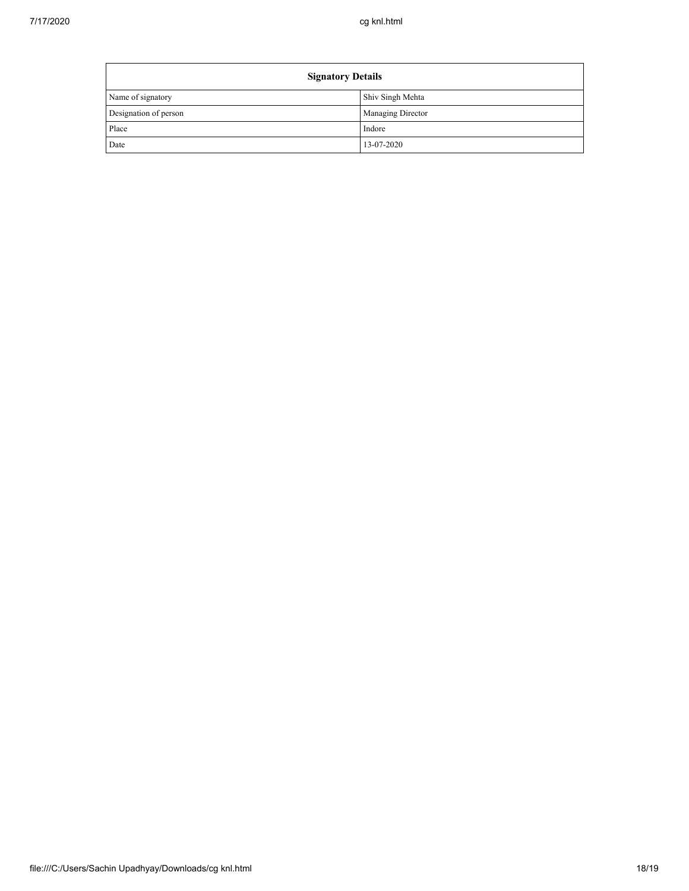| Signatory Details | |
|---|---|
| Name of signatory | Shiv Singh Mehta |
| Designation of person | Managing Director |
| Place | Indore |
| Date | 13-07-2020 |